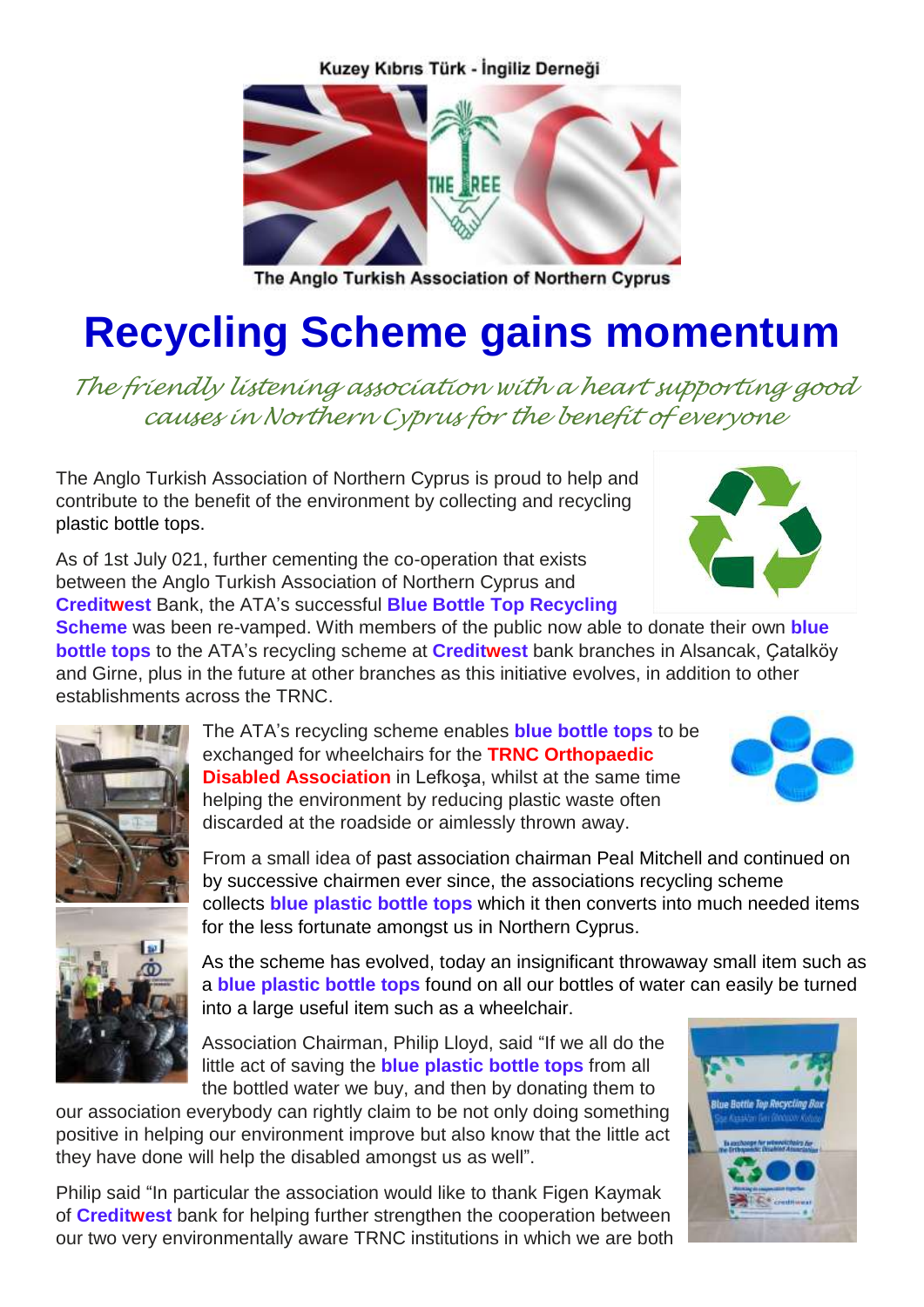Kuzey Kıbrıs Türk - İngiliz Derneği

The Anglo Turkish Association of Northern Cyprus

# Recycling Scheme gains momentum

*The friendly listening association with a heart supporting good causes in Northern Cyprus for the benefit of everyone*

The Anglo Turkish Association of Northern Cyprus is proud to help and contribute to the benefit of the environment by collecting and recycling plastic bottle tops.

As of 1st July 021, further cementing the co-operation that exists between the Anglo Turkish Association of Northern Cyprus and **Creditwest** Bank, the ATA's successful **Blue Bottle Top Recycling Scheme** was been re-vamped. With members of the public now able to donate their own **blue bottle tops** to the ATA's recycling scheme at **Creditwest** bank branches in Alsancak, Çatalköy and Girne, plus in the future at other branches as this initiative evolves, in addition to other establishments across the TRNC.

The ATA's recycling scheme enables **blue bottle tops** to be exchanged for wheelchairs for the **TRNC Orthopaedic Disabled Association** in Lefkoşa, whilst at the same time helping the environment by reducing plastic waste often discarded at the roadside or aimlessly thrown away.

From a small idea of past association chairman Peal Mitchell and continued on by successive chairmen ever since, the associations recycling scheme collects **blue plastic bottle tops** which it then converts into much needed items for the less fortunate amongst us in Northern Cyprus.

As the scheme has evolved, today an insignificant throwaway small item such as a **blue plastic bottle tops** found on all our bottles of water can easily be turned into a large useful item such as a wheelchair.

Association Chairman, Philip Lloyd, said "If we all do the little act of saving the **blue plastic bottle tops** from all the bottled water we buy, and then by donating them to our association everybody can rightly claim to be not only doing something positive in helping our environment improve but also know that the little act they have done will help the disabled amongst us as well".

Philip said "In particular the association would like to thank Figen Kaymak of **Creditwest** bank for helping further strengthen the cooperation between our two very environmentally aware TRNC institutions in which we are both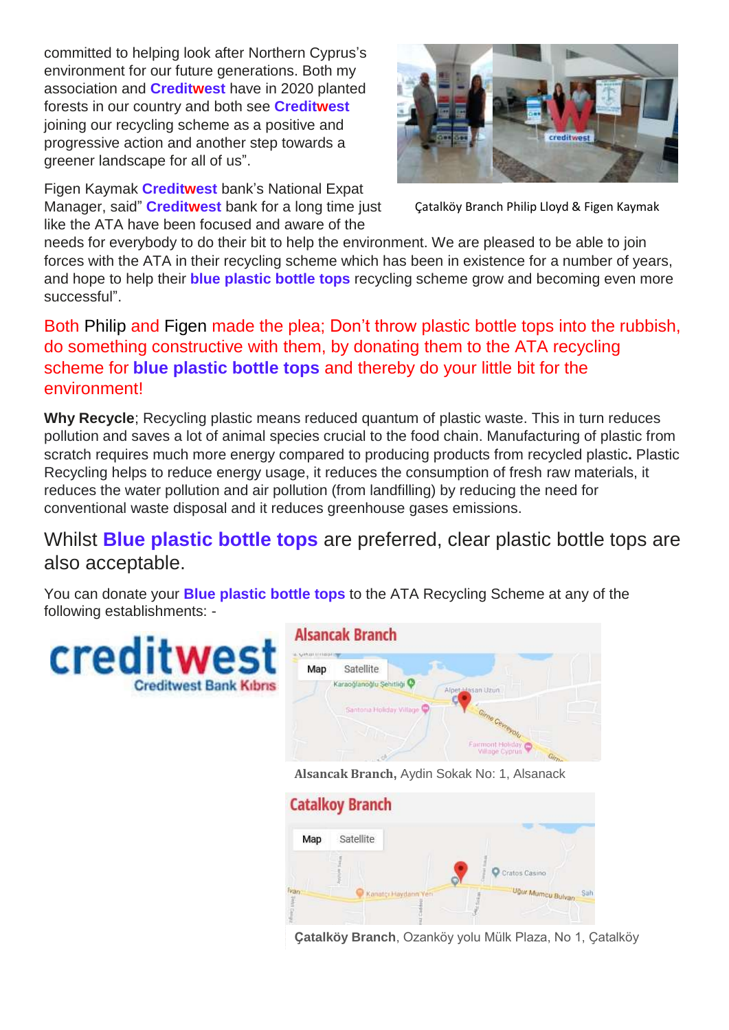committed to helping look after Northern Cyprus's environment for our future generations. Both my association and **Creditwest** have in 2020 planted forests in our country and both see **Creditwest** joining our recycling scheme as a positive and progressive action and another step towards a greener landscape for all of us".

Çatalköy Branch Philip Lloyd & Figen Kaymak

Figen Kaymak **Creditwest** bank's National Expat Manager, said" **Creditwest** bank for a long time just like the ATA have been focused and aware of the needs for everybody to do their bit to help the environment. We are pleased to be able to join forces with the ATA in their recycling scheme which has been in existence for a number of years, and hope to help their **blue plastic bottle tops** recycling scheme grow and becoming even more successful".

Both Philip and Figen made the plea; Don't throw plastic bottle tops into the rubbish, do something constructive with them, by donating them to the ATA recycling scheme for **blue plastic bottle tops** and thereby do your little bit for the environment!

**Why Recycle**; Recycling plastic means reduced quantum of plastic waste. This in turn reduces pollution and saves a lot of animal species crucial to the food chain. Manufacturing of plastic from scratch requires much more energy compared to producing products from recycled plastic**.** Plastic Recycling helps to reduce energy usage, it reduces the consumption of fresh raw materials, it reduces the water pollution and air pollution (from landfilling) by reducing the need for conventional waste disposal and it reduces greenhouse gases emissions.

## Whilst **Blue plastic bottle tops** are preferred, clear plastic bottle tops are also acceptable.

You can donate your **Blue plastic bottle tops** to the ATA Recycling Scheme at any of the following establishments: -

creditwest
Creditwest Bank Kıbrıs

### Alsancak Branch

**Alsancak Branch,** Aydin Sokak No: 1, Alsanack

### Catalkoy Branch

**Çatalköy Branch**, Ozanköy yolu Mülk Plaza, No 1, Çatalköy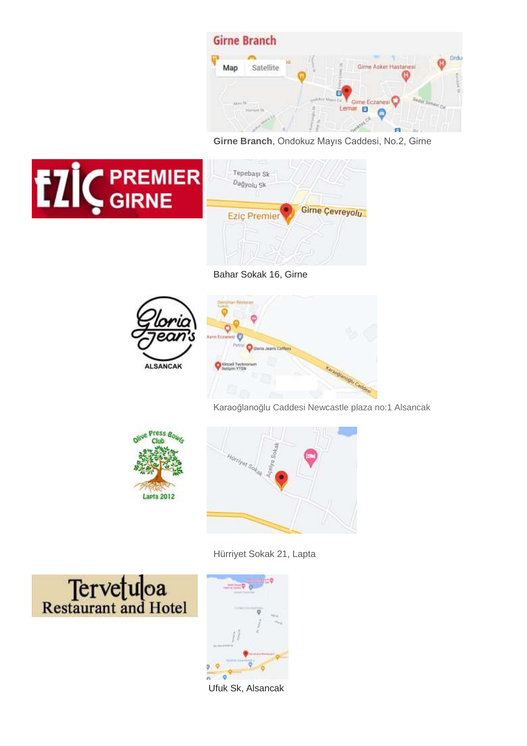**Girne Branch**, Ondokuz Mayıs Caddesi, No.2, Girne

Bahar Sokak 16, Girne

Karaoğlanoğlu Caddesi Newcastle plaza no:1 Alsancak

Hürriyet Sokak 21, Lapta

Ufuk Sk, Alsancak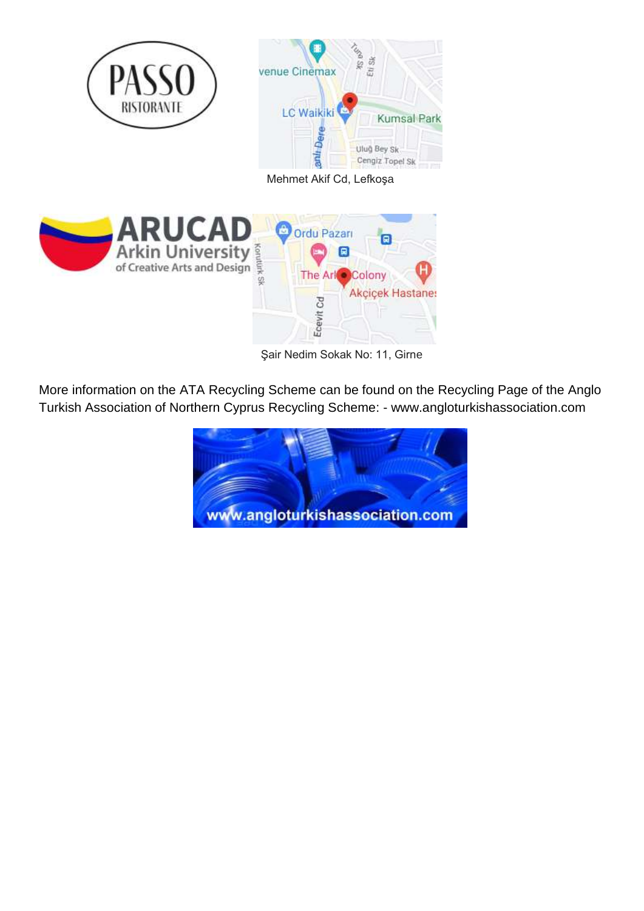Mehmet Akif Cd, Lefkoşa

Şair Nedim Sokak No: 11, Girne

More information on the ATA Recycling Scheme can be found on the Recycling Page of the Anglo Turkish Association of Northern Cyprus Recycling Scheme: - www.angloturkishassociation.com